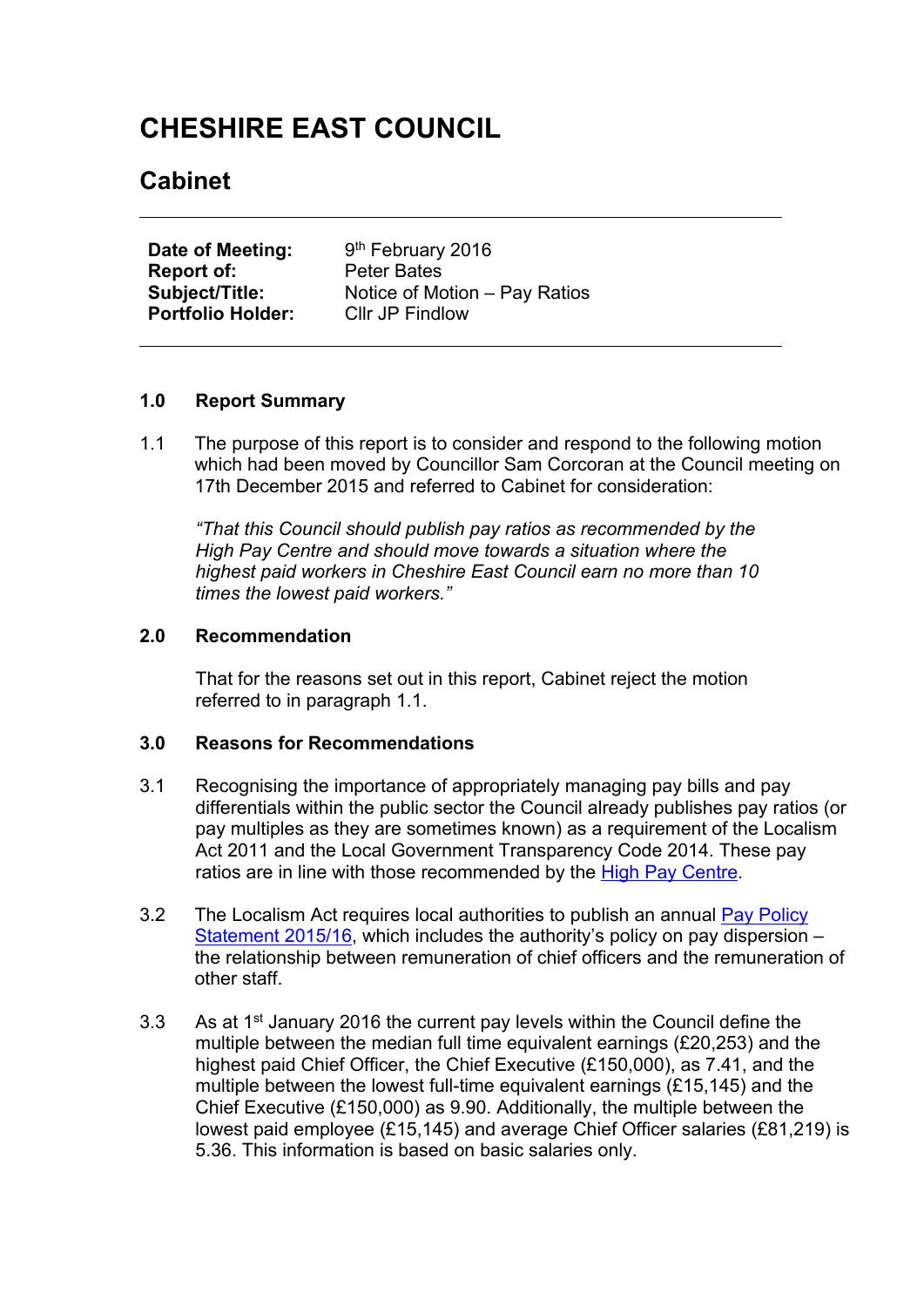# CHESHIRE EAST COUNCIL

## Cabinet

| | |
|---|---|
| **Date of Meeting:** | 9th February 2016 |
| **Report of:** | Peter Bates |
| **Subject/Title:** | Notice of Motion – Pay Ratios |
| **Portfolio Holder:** | Cllr JP Findlow |

### 1.0 Report Summary

1.1 The purpose of this report is to consider and respond to the following motion which had been moved by Councillor Sam Corcoran at the Council meeting on 17th December 2015 and referred to Cabinet for consideration:

*"That this Council should publish pay ratios as recommended by the High Pay Centre and should move towards a situation where the highest paid workers in Cheshire East Council earn no more than 10 times the lowest paid workers."*

### 2.0 Recommendation

That for the reasons set out in this report, Cabinet reject the motion referred to in paragraph 1.1.

### 3.0 Reasons for Recommendations

3.1 Recognising the importance of appropriately managing pay bills and pay differentials within the public sector the Council already publishes pay ratios (or pay multiples as they are sometimes known) as a requirement of the Localism Act 2011 and the Local Government Transparency Code 2014. These pay ratios are in line with those recommended by the High Pay Centre.

3.2 The Localism Act requires local authorities to publish an annual Pay Policy Statement 2015/16, which includes the authority's policy on pay dispersion – the relationship between remuneration of chief officers and the remuneration of other staff.

3.3 As at 1st January 2016 the current pay levels within the Council define the multiple between the median full time equivalent earnings (£20,253) and the highest paid Chief Officer, the Chief Executive (£150,000), as 7.41, and the multiple between the lowest full-time equivalent earnings (£15,145) and the Chief Executive (£150,000) as 9.90. Additionally, the multiple between the lowest paid employee (£15,145) and average Chief Officer salaries (£81,219) is 5.36. This information is based on basic salaries only.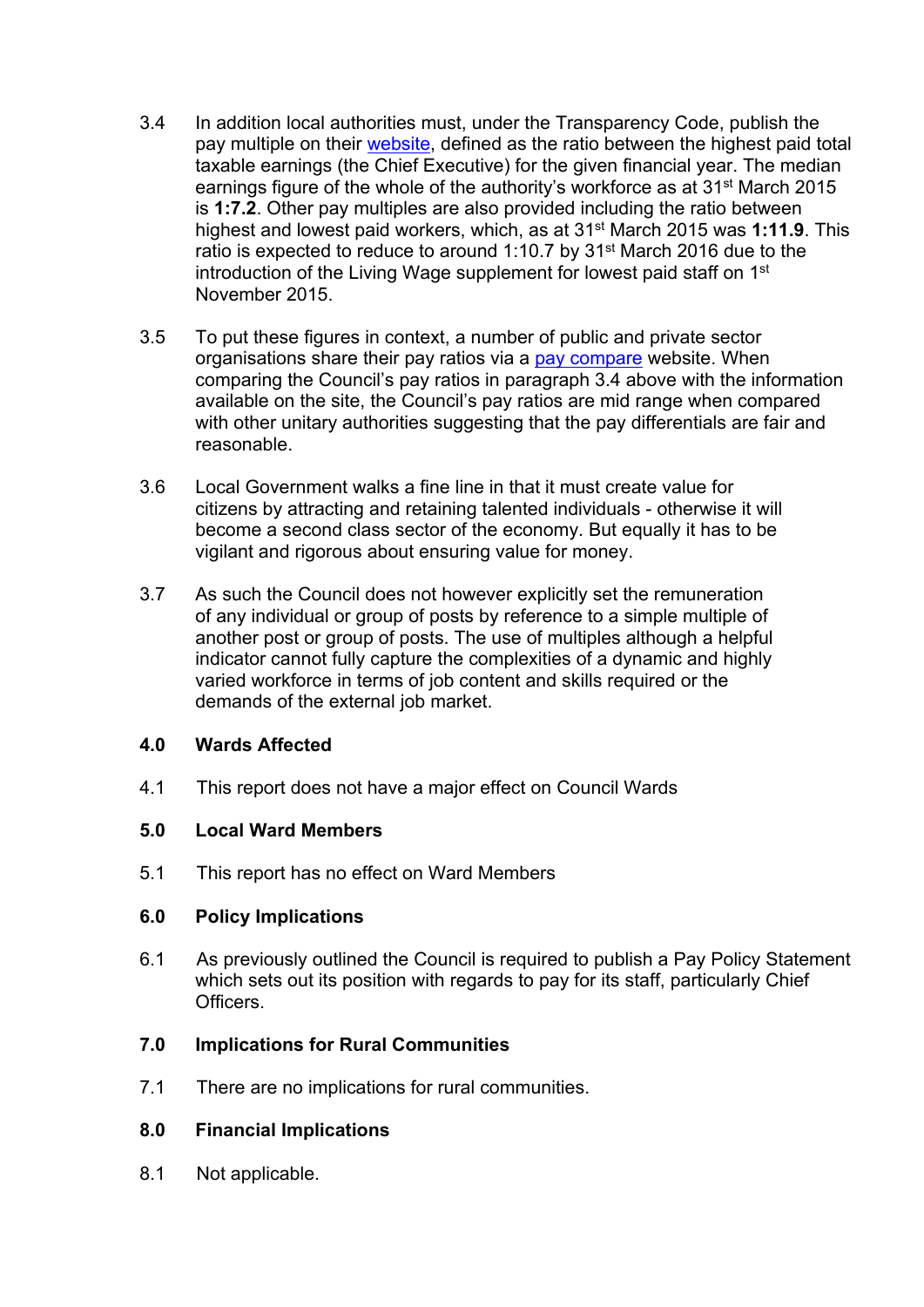3.4 In addition local authorities must, under the Transparency Code, publish the pay multiple on their [website](), defined as the ratio between the highest paid total taxable earnings (the Chief Executive) for the given financial year. The median earnings figure of the whole of the authority's workforce as at 31st March 2015 is **1:7.2**. Other pay multiples are also provided including the ratio between highest and lowest paid workers, which, as at 31st March 2015 was **1:11.9**. This ratio is expected to reduce to around 1:10.7 by 31st March 2016 due to the introduction of the Living Wage supplement for lowest paid staff on 1st November 2015.

3.5 To put these figures in context, a number of public and private sector organisations share their pay ratios via a [pay compare]() website. When comparing the Council's pay ratios in paragraph 3.4 above with the information available on the site, the Council's pay ratios are mid range when compared with other unitary authorities suggesting that the pay differentials are fair and reasonable.

3.6 Local Government walks a fine line in that it must create value for citizens by attracting and retaining talented individuals - otherwise it will become a second class sector of the economy. But equally it has to be vigilant and rigorous about ensuring value for money.

3.7 As such the Council does not however explicitly set the remuneration of any individual or group of posts by reference to a simple multiple of another post or group of posts. The use of multiples although a helpful indicator cannot fully capture the complexities of a dynamic and highly varied workforce in terms of job content and skills required or the demands of the external job market.

## 4.0 Wards Affected

4.1 This report does not have a major effect on Council Wards

## 5.0 Local Ward Members

5.1 This report has no effect on Ward Members

## 6.0 Policy Implications

6.1 As previously outlined the Council is required to publish a Pay Policy Statement which sets out its position with regards to pay for its staff, particularly Chief Officers.

## 7.0 Implications for Rural Communities

7.1 There are no implications for rural communities.

## 8.0 Financial Implications

8.1 Not applicable.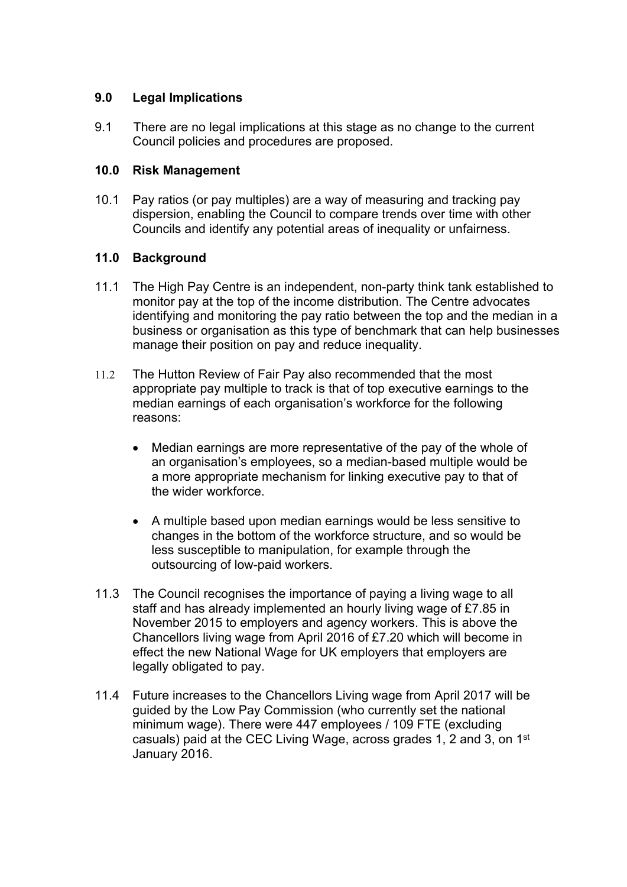## 9.0 Legal Implications

9.1 There are no legal implications at this stage as no change to the current Council policies and procedures are proposed.

## 10.0 Risk Management

10.1 Pay ratios (or pay multiples) are a way of measuring and tracking pay dispersion, enabling the Council to compare trends over time with other Councils and identify any potential areas of inequality or unfairness.

## 11.0 Background

11.1 The High Pay Centre is an independent, non-party think tank established to monitor pay at the top of the income distribution. The Centre advocates identifying and monitoring the pay ratio between the top and the median in a business or organisation as this type of benchmark that can help businesses manage their position on pay and reduce inequality.

11.2 The Hutton Review of Fair Pay also recommended that the most appropriate pay multiple to track is that of top executive earnings to the median earnings of each organisation's workforce for the following reasons:

- Median earnings are more representative of the pay of the whole of an organisation's employees, so a median-based multiple would be a more appropriate mechanism for linking executive pay to that of the wider workforce.
- A multiple based upon median earnings would be less sensitive to changes in the bottom of the workforce structure, and so would be less susceptible to manipulation, for example through the outsourcing of low-paid workers.

11.3 The Council recognises the importance of paying a living wage to all staff and has already implemented an hourly living wage of £7.85 in November 2015 to employers and agency workers. This is above the Chancellors living wage from April 2016 of £7.20 which will become in effect the new National Wage for UK employers that employers are legally obligated to pay.

11.4 Future increases to the Chancellors Living wage from April 2017 will be guided by the Low Pay Commission (who currently set the national minimum wage). There were 447 employees / 109 FTE (excluding casuals) paid at the CEC Living Wage, across grades 1, 2 and 3, on 1st January 2016.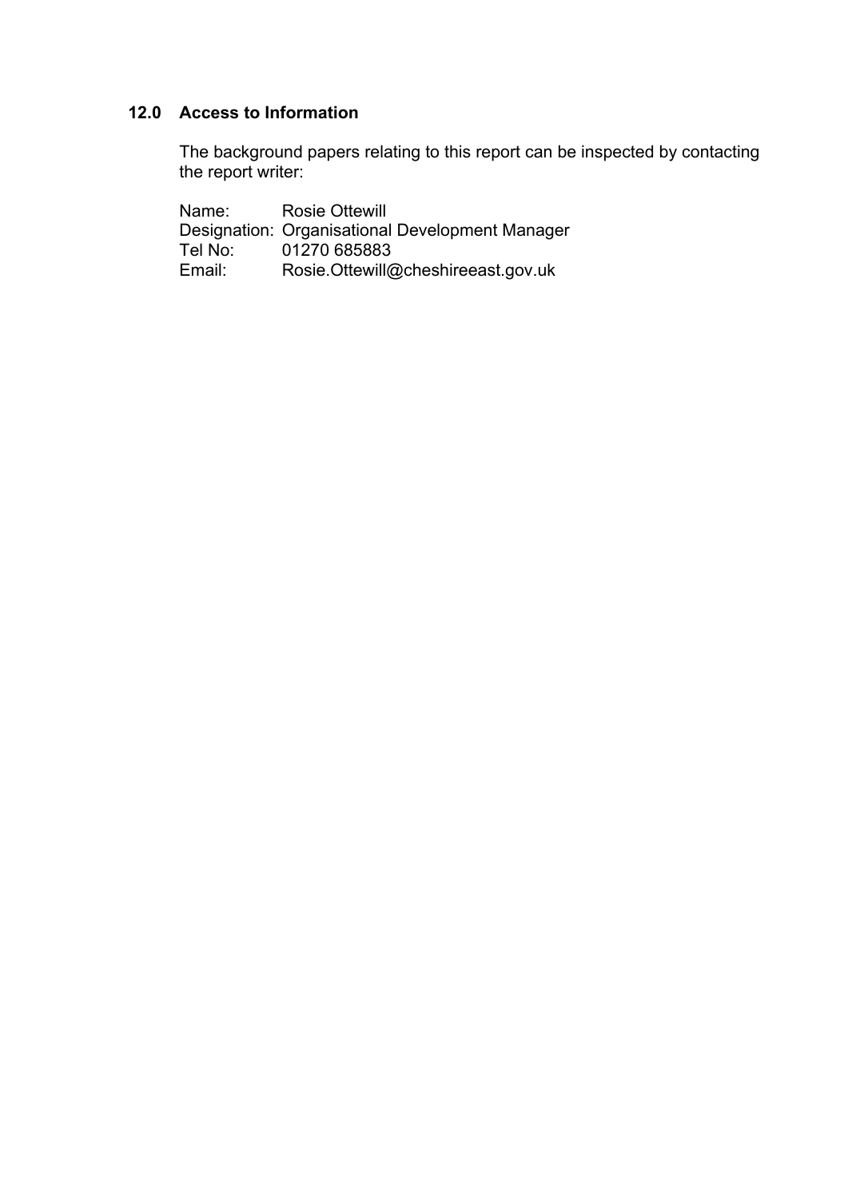## 12.0 Access to Information

The background papers relating to this report can be inspected by contacting the report writer:

Name: Rosie Ottewill
Designation: Organisational Development Manager
Tel No: 01270 685883
Email: Rosie.Ottewill@cheshireeast.gov.uk